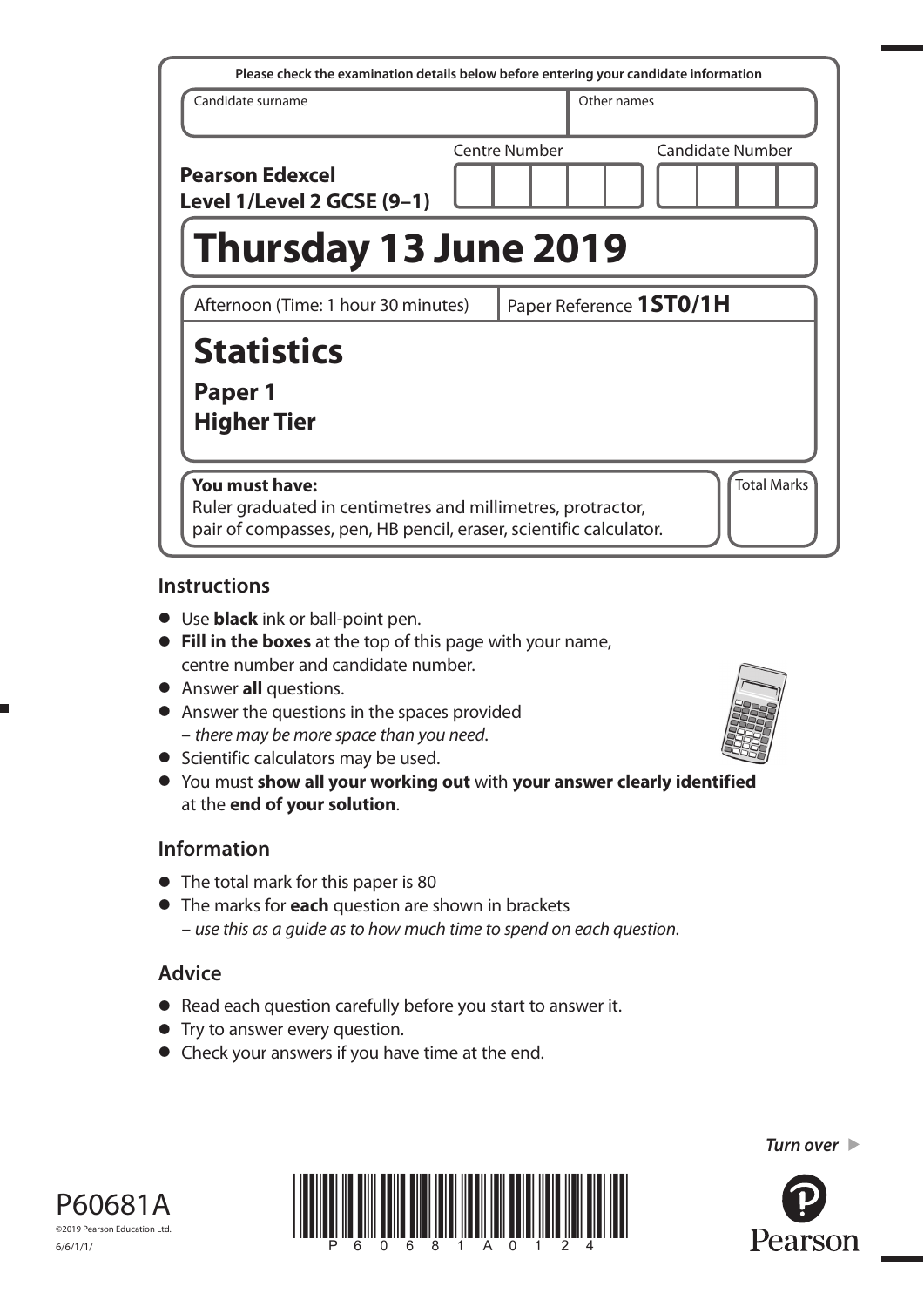Please check the examination details below before entering your candidate information

| Candidate surname | Other names |
|---|---|
| | |

**Pearson Edexcel Level 1/Level 2 GCSE (9–1)**

Centre Number | Candidate Number

# Thursday 13 June 2019

Afternoon (Time: 1 hour 30 minutes) | Paper Reference **1ST0/1H**

# Statistics

## Paper 1
## Higher Tier

**You must have:**
Ruler graduated in centimetres and millimetres, protractor, pair of compasses, pen, HB pencil, eraser, scientific calculator.

Total Marks

## Instructions

- Use **black** ink or ball-point pen.
- **Fill in the boxes** at the top of this page with your name, centre number and candidate number.
- Answer **all** questions.
- Answer the questions in the spaces provided
  – *there may be more space than you need*.
- Scientific calculators may be used.
- You must **show all your working out** with **your answer clearly identified** at the **end of your solution**.

## Information

- The total mark for this paper is 80
- The marks for **each** question are shown in brackets
  – *use this as a guide as to how much time to spend on each question*.

## Advice

- Read each question carefully before you start to answer it.
- Try to answer every question.
- Check your answers if you have time at the end.

*Turn over* ▶

P60681A
©2019 Pearson Education Ltd.
6/6/1/1/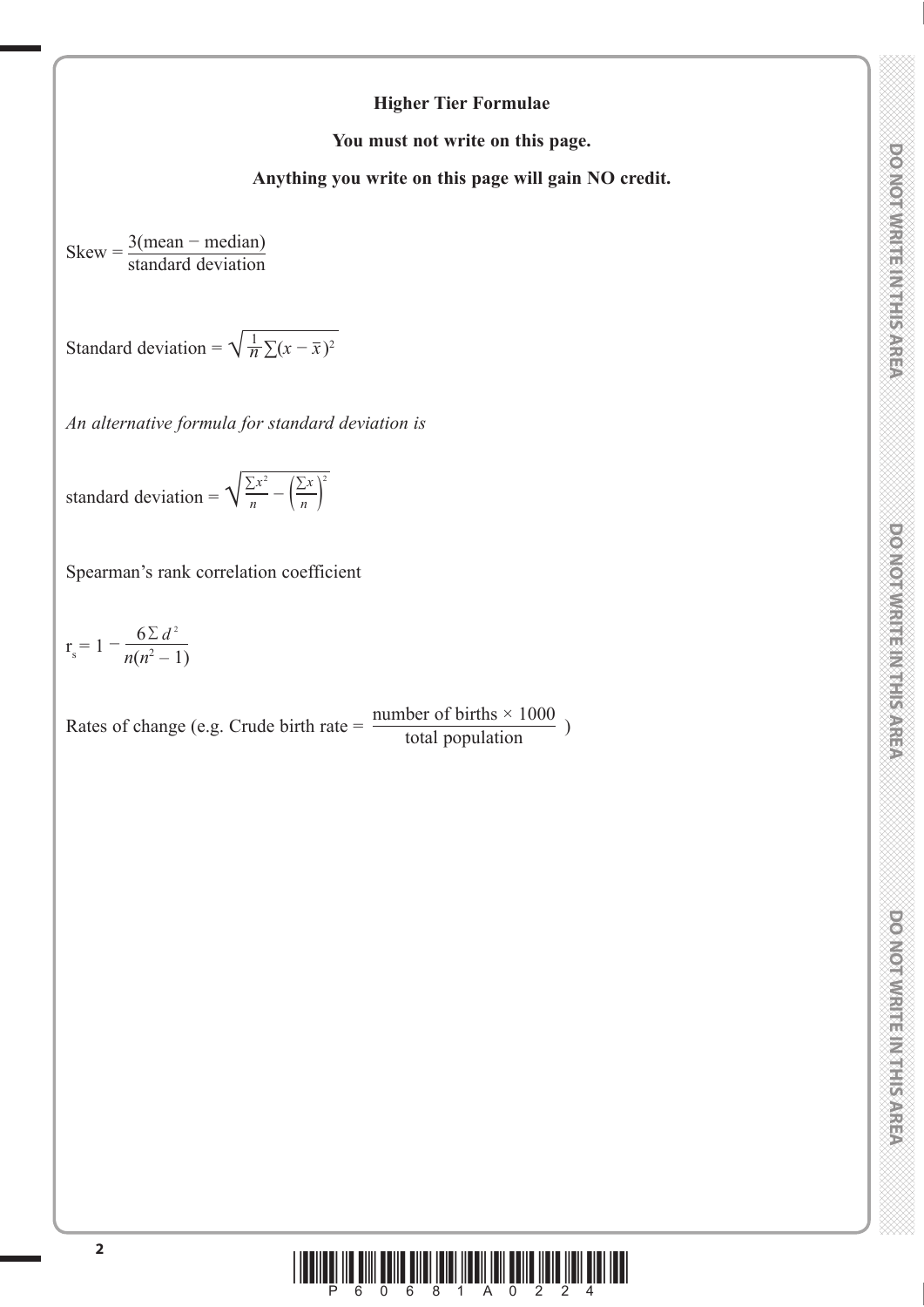# Higher Tier Formulae

**You must not write on this page.**

**Anything you write on this page will gain NO credit.**

$$\text{Skew} = \frac{3(\text{mean} - \text{median})}{\text{standard deviation}}$$

$$\text{Standard deviation} = \sqrt{\frac{1}{n}\sum(x - \bar{x})^2}$$

*An alternative formula for standard deviation is*

$$\text{standard deviation} = \sqrt{\frac{\sum x^2}{n} - \left(\frac{\sum x}{n}\right)^2}$$

Spearman's rank correlation coefficient

$$r_s = 1 - \frac{6\sum d^2}{n(n^2 - 1)}$$

Rates of change (e.g. Crude birth rate = $\frac{\text{number of births} \times 1000}{\text{total population}}$ )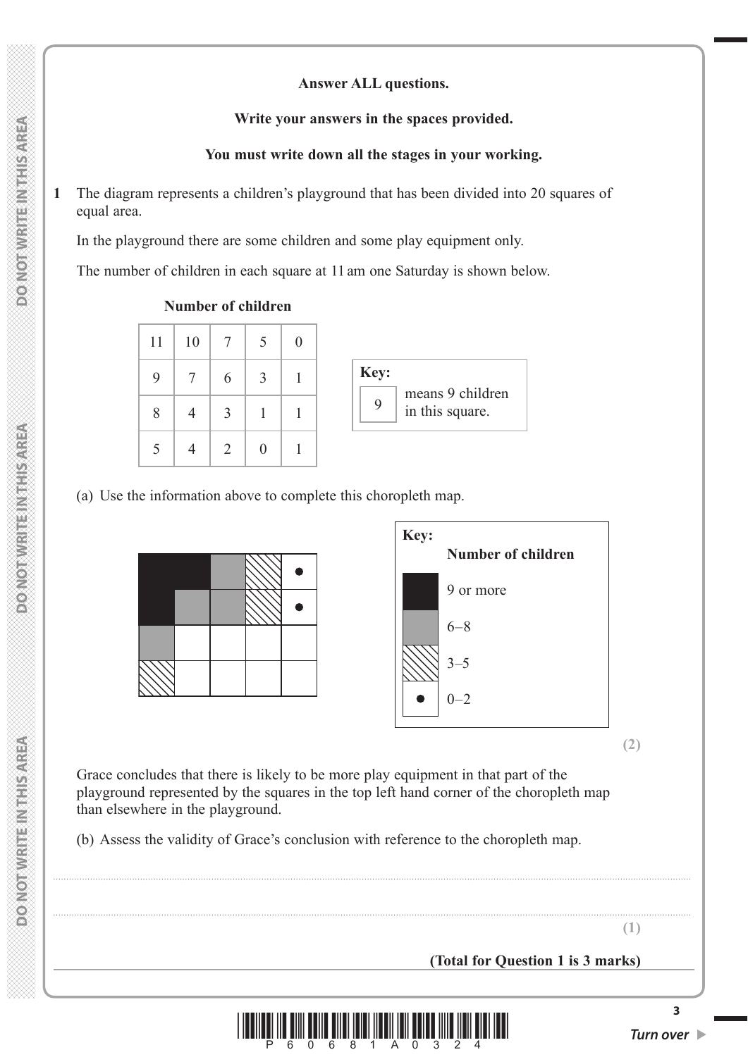**Answer ALL questions.**

**Write your answers in the spaces provided.**

**You must write down all the stages in your working.**

**1** The diagram represents a children's playground that has been divided into 20 squares of equal area.

In the playground there are some children and some play equipment only.

The number of children in each square at 11 am one Saturday is shown below.

**Number of children**

| 11 | 10 | 7 | 5 | 0 |
|---|---|---|---|---|
| 9 | 7 | 6 | 3 | 1 |
| 8 | 4 | 3 | 1 | 1 |
| 5 | 4 | 2 | 0 | 1 |

**Key:** 9 means 9 children in this square.

(a) Use the information above to complete this choropleth map.

| 9 or more | 9 or more | 6–8 | 3–5 | 0–2 |
|---|---|---|---|---|
| 9 or more | 6–8 | 6–8 | 3–5 | 0–2 |
| 6–8 | | | | |
| 3–5 | | | | |

**Key:**

**Number of children**

- (dark shading) 9 or more
- (grey shading) 6–8
- (hatched) 3–5
- (dot) 0–2

**(2)**

Grace concludes that there is likely to be more play equipment in that part of the playground represented by the squares in the top left hand corner of the choropleth map than elsewhere in the playground.

(b) Assess the validity of Grace's conclusion with reference to the choropleth map.

..................................................................................................................................................

..................................................................................................................................................

**(1)**

**(Total for Question 1 is 3 marks)**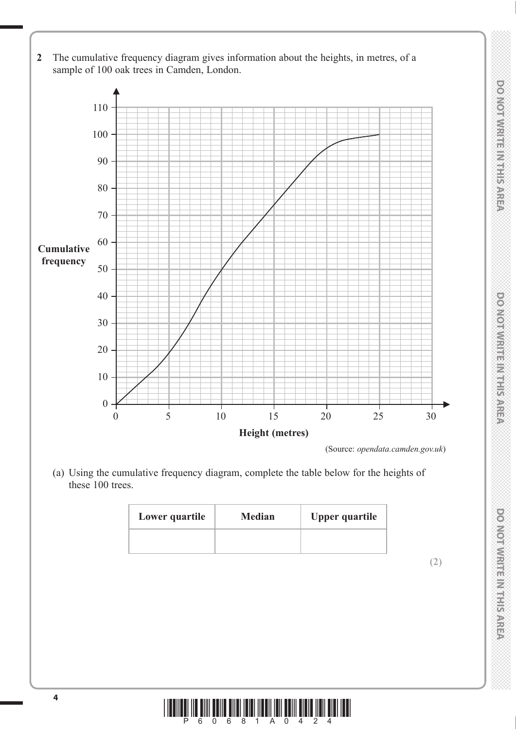**2** The cumulative frequency diagram gives information about the heights, in metres, of a sample of 100 oak trees in Camden, London.

(Source: *opendata.camden.gov.uk*)

(a) Using the cumulative frequency diagram, complete the table below for the heights of these 100 trees.

| Lower quartile | Median | Upper quartile |
|---|---|---|
| | | |

**(2)**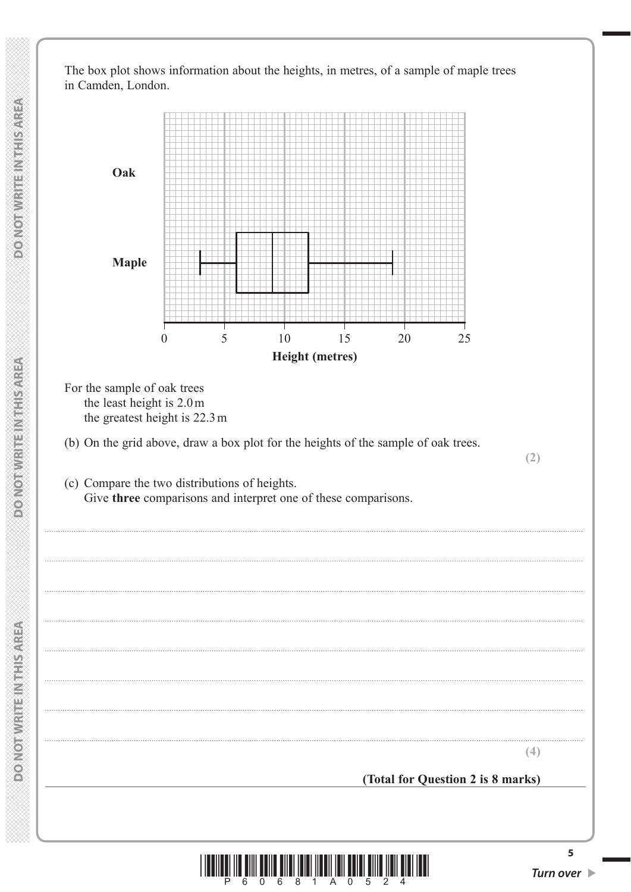The box plot shows information about the heights, in metres, of a sample of maple trees in Camden, London.

For the sample of oak trees
  the least height is 2.0 m
  the greatest height is 22.3 m

(b) On the grid above, draw a box plot for the heights of the sample of oak trees.

**(2)**

(c) Compare the two distributions of heights.
  Give **three** comparisons and interpret one of these comparisons.

..................................................................................................................................................................

..................................................................................................................................................................

..................................................................................................................................................................

..................................................................................................................................................................

..................................................................................................................................................................

..................................................................................................................................................................

..................................................................................................................................................................

..................................................................................................................................................................

**(4)**

**(Total for Question 2 is 8 marks)**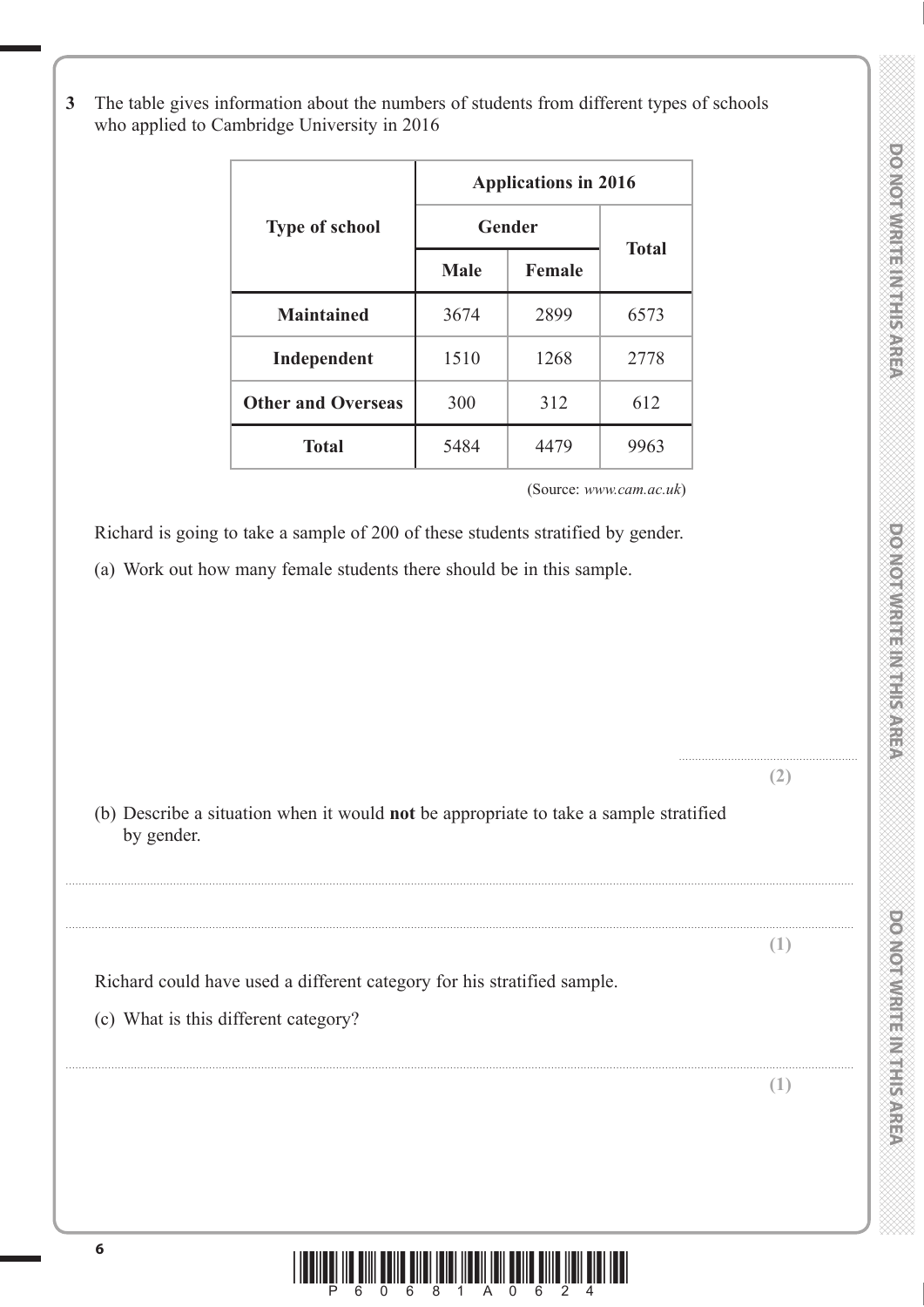**3** The table gives information about the numbers of students from different types of schools who applied to Cambridge University in 2016

| Type of school | Applications in 2016 | | |
|---|---|---|---|
| | Gender | | Total |
| | Male | Female | |
| **Maintained** | 3674 | 2899 | 6573 |
| **Independent** | 1510 | 1268 | 2778 |
| **Other and Overseas** | 300 | 312 | 612 |
| **Total** | 5484 | 4479 | 9963 |

(Source: *www.cam.ac.uk*)

Richard is going to take a sample of 200 of these students stratified by gender.

(a) Work out how many female students there should be in this sample.

..................................................

**(2)**

(b) Describe a situation when it would **not** be appropriate to take a sample stratified by gender.

..................................................

..................................................

**(1)**

Richard could have used a different category for his stratified sample.

(c) What is this different category?

..................................................

**(1)**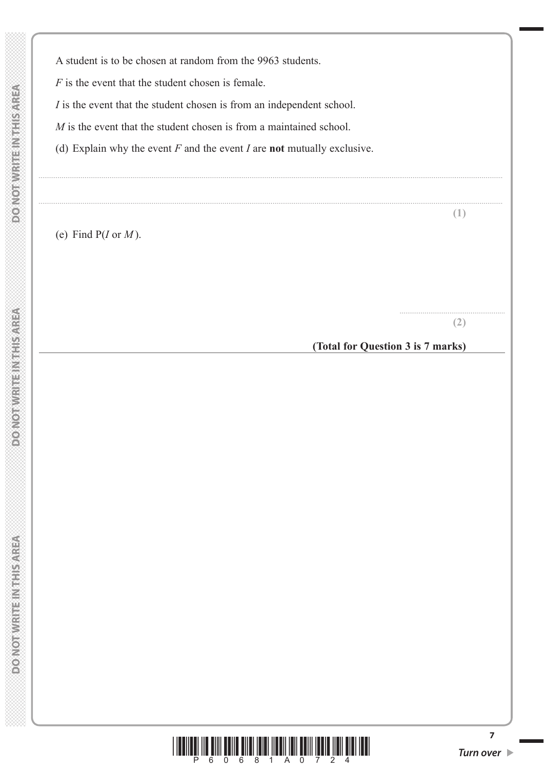A student is to be chosen at random from the 9963 students.

$F$ is the event that the student chosen is female.

$I$ is the event that the student chosen is from an independent school.

$M$ is the event that the student chosen is from a maintained school.

(d) Explain why the event $F$ and the event $I$ are **not** mutually exclusive.

.......................................................................................................................................................................

.......................................................................................................................................................................

**(1)**

(e) Find P($I$ or $M$).

..............................................

**(2)**

**(Total for Question 3 is 7 marks)**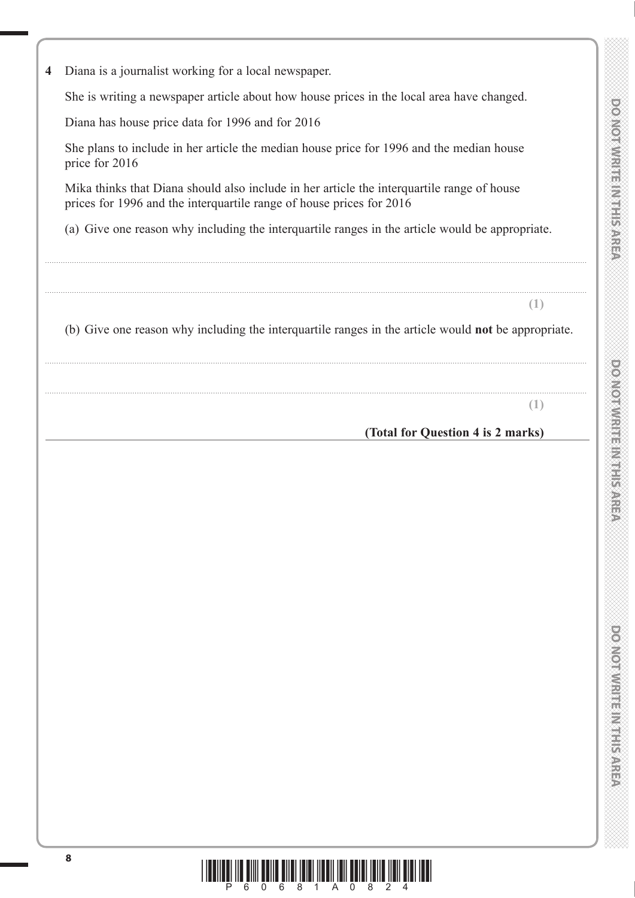**4** Diana is a journalist working for a local newspaper.

She is writing a newspaper article about how house prices in the local area have changed.

Diana has house price data for 1996 and for 2016

She plans to include in her article the median house price for 1996 and the median house price for 2016

Mika thinks that Diana should also include in her article the interquartile range of house prices for 1996 and the interquartile range of house prices for 2016

(a) Give one reason why including the interquartile ranges in the article would be appropriate.

..............................................................................................................................................

..............................................................................................................................................

**(1)**

(b) Give one reason why including the interquartile ranges in the article would **not** be appropriate.

..............................................................................................................................................

..............................................................................................................................................

**(1)**

**(Total for Question 4 is 2 marks)**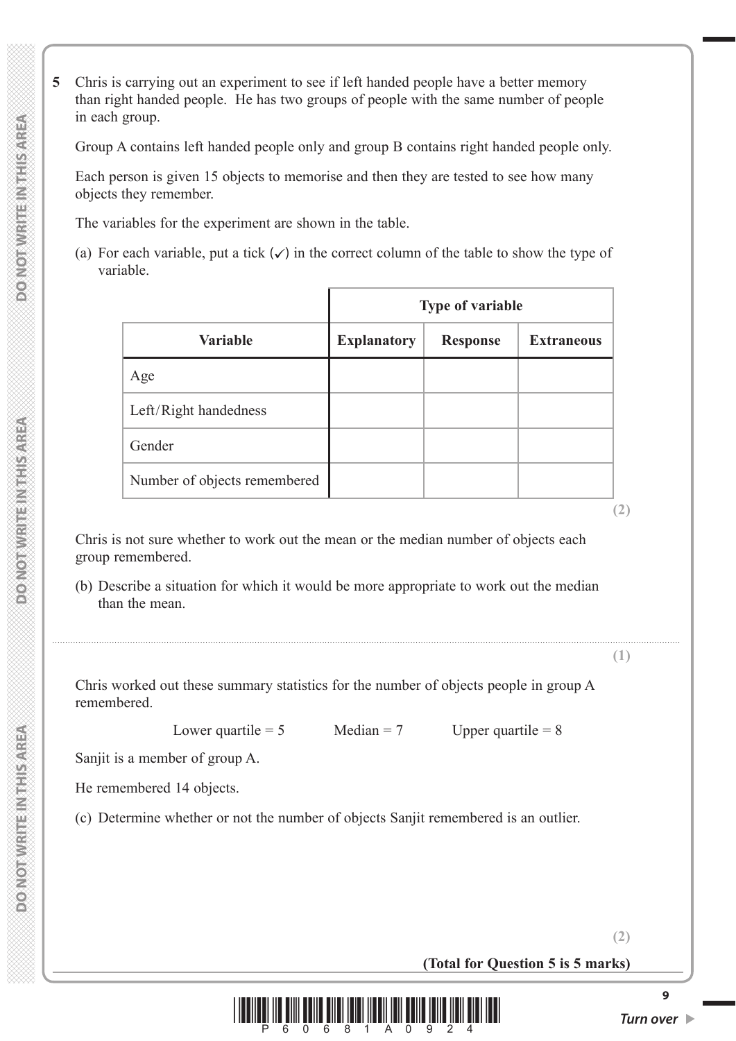**5** Chris is carrying out an experiment to see if left handed people have a better memory than right handed people. He has two groups of people with the same number of people in each group.

Group A contains left handed people only and group B contains right handed people only.

Each person is given 15 objects to memorise and then they are tested to see how many objects they remember.

The variables for the experiment are shown in the table.

(a) For each variable, put a tick (✓) in the correct column of the table to show the type of variable.

| | Type of variable | | |
|---|---|---|---|
| **Variable** | **Explanatory** | **Response** | **Extraneous** |
| Age | | | |
| Left/Right handedness | | | |
| Gender | | | |
| Number of objects remembered | | | |

**(2)**

Chris is not sure whether to work out the mean or the median number of objects each group remembered.

(b) Describe a situation for which it would be more appropriate to work out the median than the mean.

..................................................................................................................................................................................

**(1)**

Chris worked out these summary statistics for the number of objects people in group A remembered.

Lower quartile = 5 Median = 7 Upper quartile = 8

Sanjit is a member of group A.

He remembered 14 objects.

(c) Determine whether or not the number of objects Sanjit remembered is an outlier.

**(2)**

**(Total for Question 5 is 5 marks)**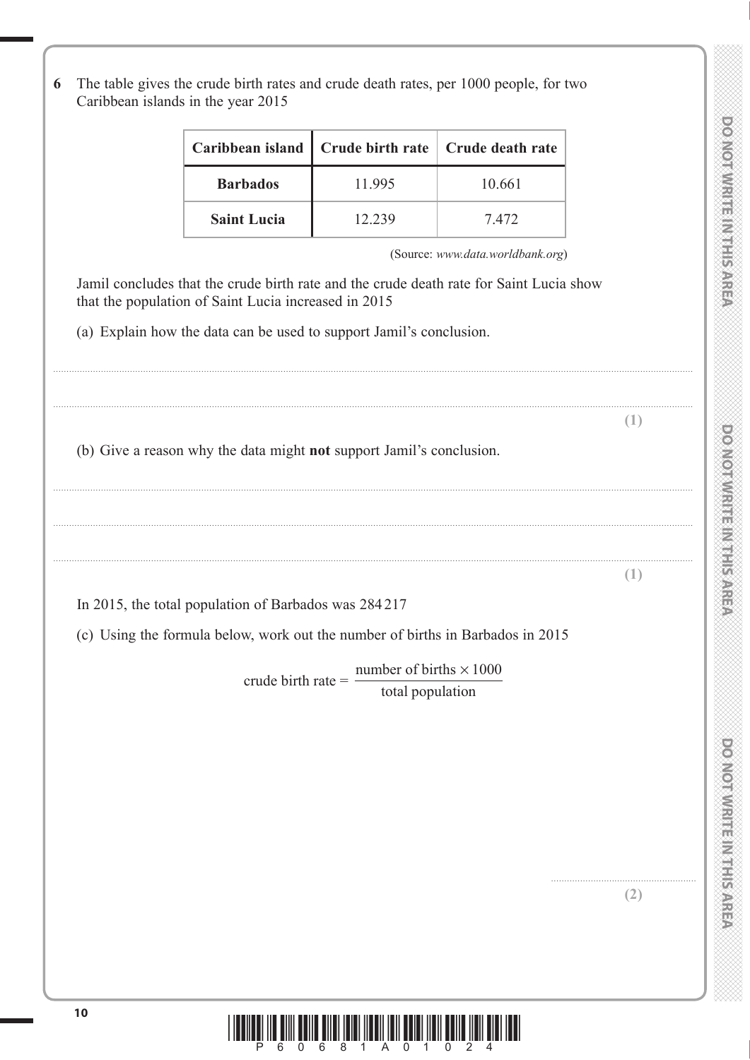**6** The table gives the crude birth rates and crude death rates, per 1000 people, for two Caribbean islands in the year 2015

| Caribbean island | Crude birth rate | Crude death rate |
|---|---|---|
| **Barbados** | 11.995 | 10.661 |
| **Saint Lucia** | 12.239 | 7.472 |

(Source: *www.data.worldbank.org*)

Jamil concludes that the crude birth rate and the crude death rate for Saint Lucia show that the population of Saint Lucia increased in 2015

(a) Explain how the data can be used to support Jamil's conclusion.

.......................................................................................................................................................................................................................

.......................................................................................................................................................................................................................

**(1)**

(b) Give a reason why the data might **not** support Jamil's conclusion.

.......................................................................................................................................................................................................................

.......................................................................................................................................................................................................................

.......................................................................................................................................................................................................................

**(1)**

In 2015, the total population of Barbados was 284 217

(c) Using the formula below, work out the number of births in Barbados in 2015

$$\text{crude birth rate} = \frac{\text{number of births} \times 1000}{\text{total population}}$$

.......................................................

**(2)**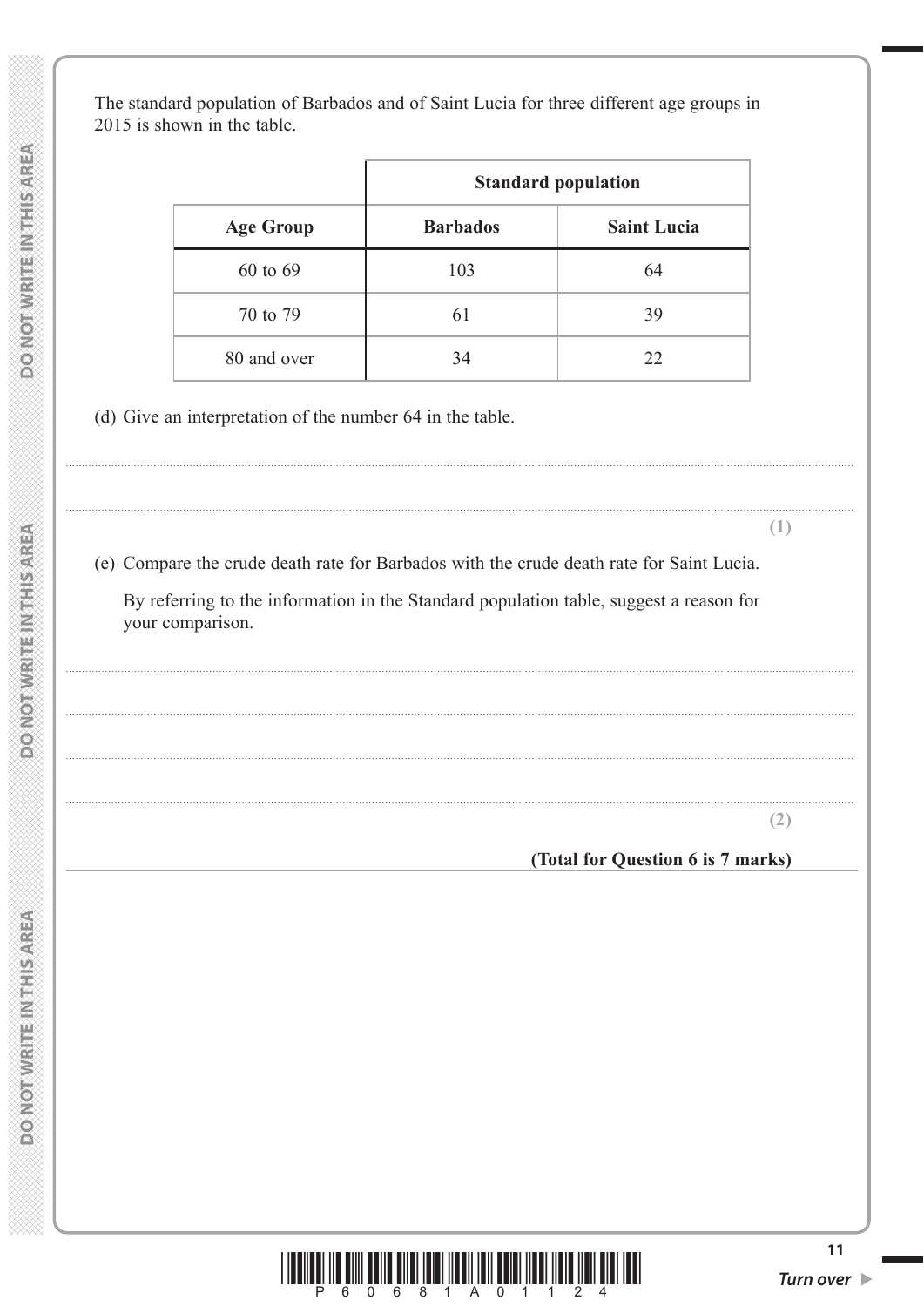The standard population of Barbados and of Saint Lucia for three different age groups in 2015 is shown in the table.

| | Standard population | |
|---|---|---|
| **Age Group** | **Barbados** | **Saint Lucia** |
| 60 to 69 | 103 | 64 |
| 70 to 79 | 61 | 39 |
| 80 and over | 34 | 22 |

(d) Give an interpretation of the number 64 in the table.

..............................................................................................................................................

..............................................................................................................................................

**(1)**

(e) Compare the crude death rate for Barbados with the crude death rate for Saint Lucia.

By referring to the information in the Standard population table, suggest a reason for your comparison.

..............................................................................................................................................

..............................................................................................................................................

..............................................................................................................................................

..............................................................................................................................................

**(2)**

**(Total for Question 6 is 7 marks)**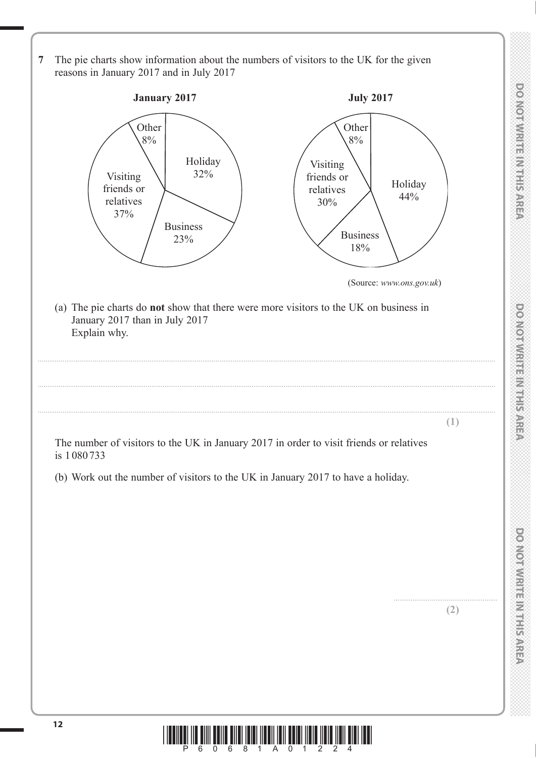**7** The pie charts show information about the numbers of visitors to the UK for the given reasons in January 2017 and in July 2017

**January 2017**

| Reason | Percentage |
|---|---|
| Holiday | 32% |
| Business | 23% |
| Visiting friends or relatives | 37% |
| Other | 8% |

**July 2017**

| Reason | Percentage |
|---|---|
| Holiday | 44% |
| Business | 18% |
| Visiting friends or relatives | 30% |
| Other | 8% |

(Source: *www.ons.gov.uk*)

(a) The pie charts do **not** show that there were more visitors to the UK on business in January 2017 than in July 2017
Explain why.

.......................................................................................................................................................

.......................................................................................................................................................

.......................................................................................................................................................

**(1)**

The number of visitors to the UK in January 2017 in order to visit friends or relatives is 1 080 733

(b) Work out the number of visitors to the UK in January 2017 to have a holiday.

.......................................................

**(2)**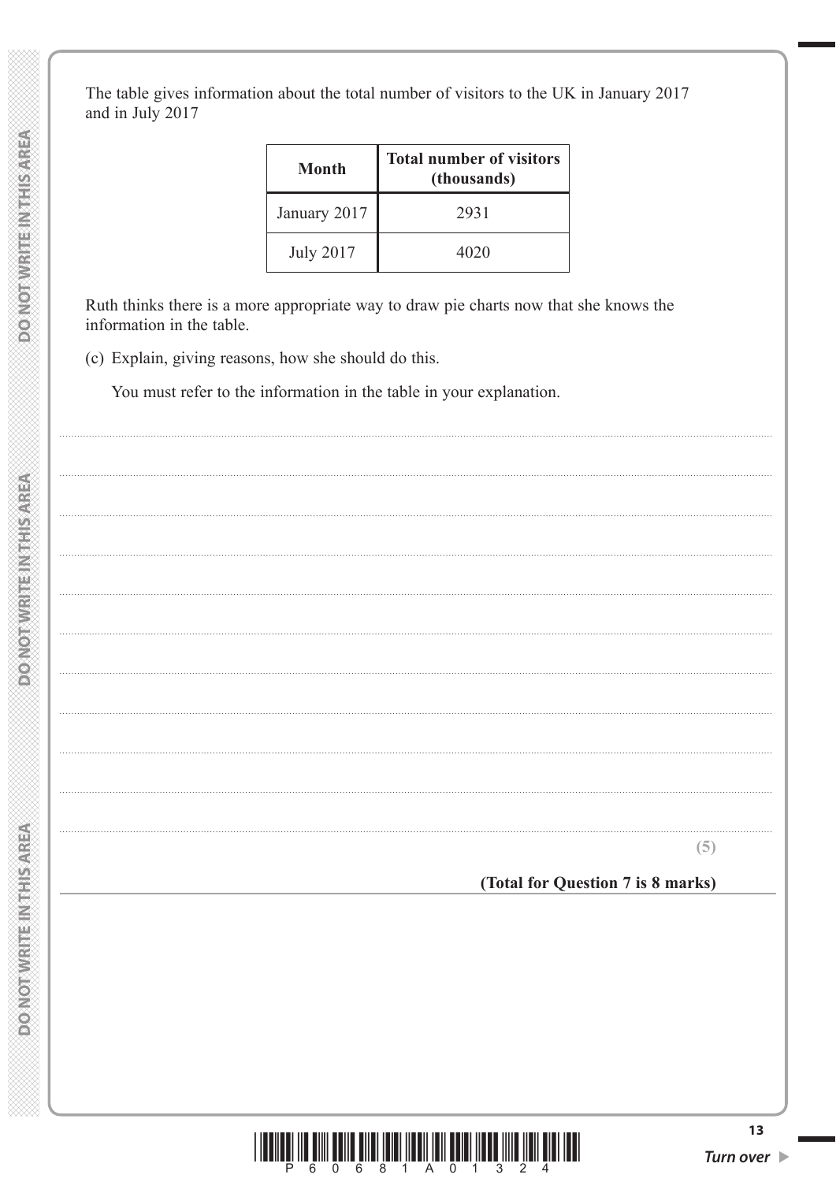The table gives information about the total number of visitors to the UK in January 2017 and in July 2017

| Month | Total number of visitors (thousands) |
|---|---|
| January 2017 | 2931 |
| July 2017 | 4020 |

Ruth thinks there is a more appropriate way to draw pie charts now that she knows the information in the table.

(c) Explain, giving reasons, how she should do this.

You must refer to the information in the table in your explanation.

**(5)**

**(Total for Question 7 is 8 marks)**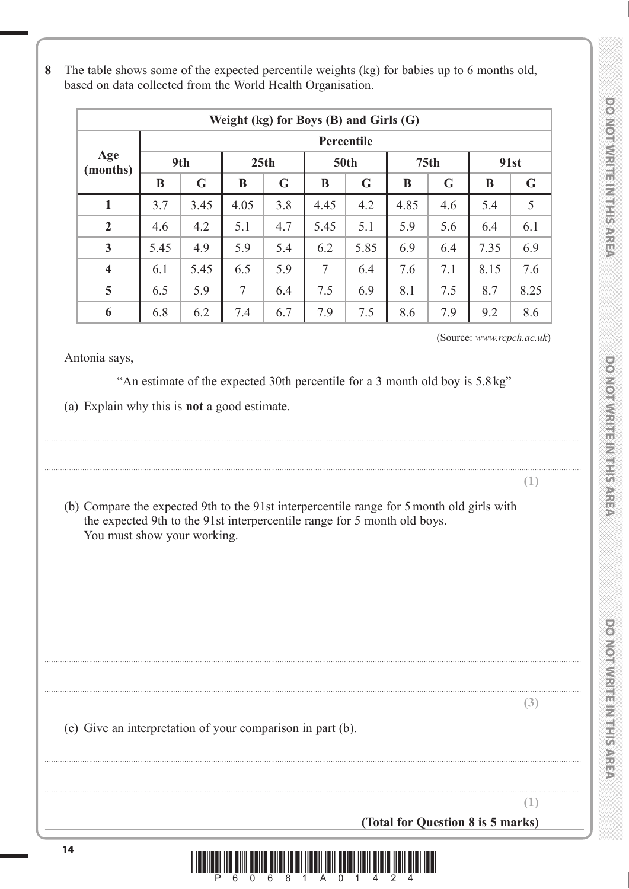**8** The table shows some of the expected percentile weights (kg) for babies up to 6 months old, based on data collected from the World Health Organisation.

| Weight (kg) for Boys (B) and Girls (G) | | | | | | | | | | |
|---|---|---|---|---|---|---|---|---|---|---|
| **Age (months)** | **Percentile** | | | | | | | | | |
| | **9th** | | **25th** | | **50th** | | **75th** | | **91st** | |
| | **B** | **G** | **B** | **G** | **B** | **G** | **B** | **G** | **B** | **G** |
| **1** | 3.7 | 3.45 | 4.05 | 3.8 | 4.45 | 4.2 | 4.85 | 4.6 | 5.4 | 5 |
| **2** | 4.6 | 4.2 | 5.1 | 4.7 | 5.45 | 5.1 | 5.9 | 5.6 | 6.4 | 6.1 |
| **3** | 5.45 | 4.9 | 5.9 | 5.4 | 6.2 | 5.85 | 6.9 | 6.4 | 7.35 | 6.9 |
| **4** | 6.1 | 5.45 | 6.5 | 5.9 | 7 | 6.4 | 7.6 | 7.1 | 8.15 | 7.6 |
| **5** | 6.5 | 5.9 | 7 | 6.4 | 7.5 | 6.9 | 8.1 | 7.5 | 8.7 | 8.25 |
| **6** | 6.8 | 6.2 | 7.4 | 6.7 | 7.9 | 7.5 | 8.6 | 7.9 | 9.2 | 8.6 |

(Source: *www.rcpch.ac.uk*)

Antonia says,

"An estimate of the expected 30th percentile for a 3 month old boy is 5.8 kg"

(a) Explain why this is **not** a good estimate.

........................................................................................................................................

........................................................................................................................................

**(1)**

(b) Compare the expected 9th to the 91st interpercentile range for 5 month old girls with the expected 9th to the 91st interpercentile range for 5 month old boys.
You must show your working.

........................................................................................................................................

........................................................................................................................................

**(3)**

(c) Give an interpretation of your comparison in part (b).

........................................................................................................................................

........................................................................................................................................

**(1)**

**(Total for Question 8 is 5 marks)**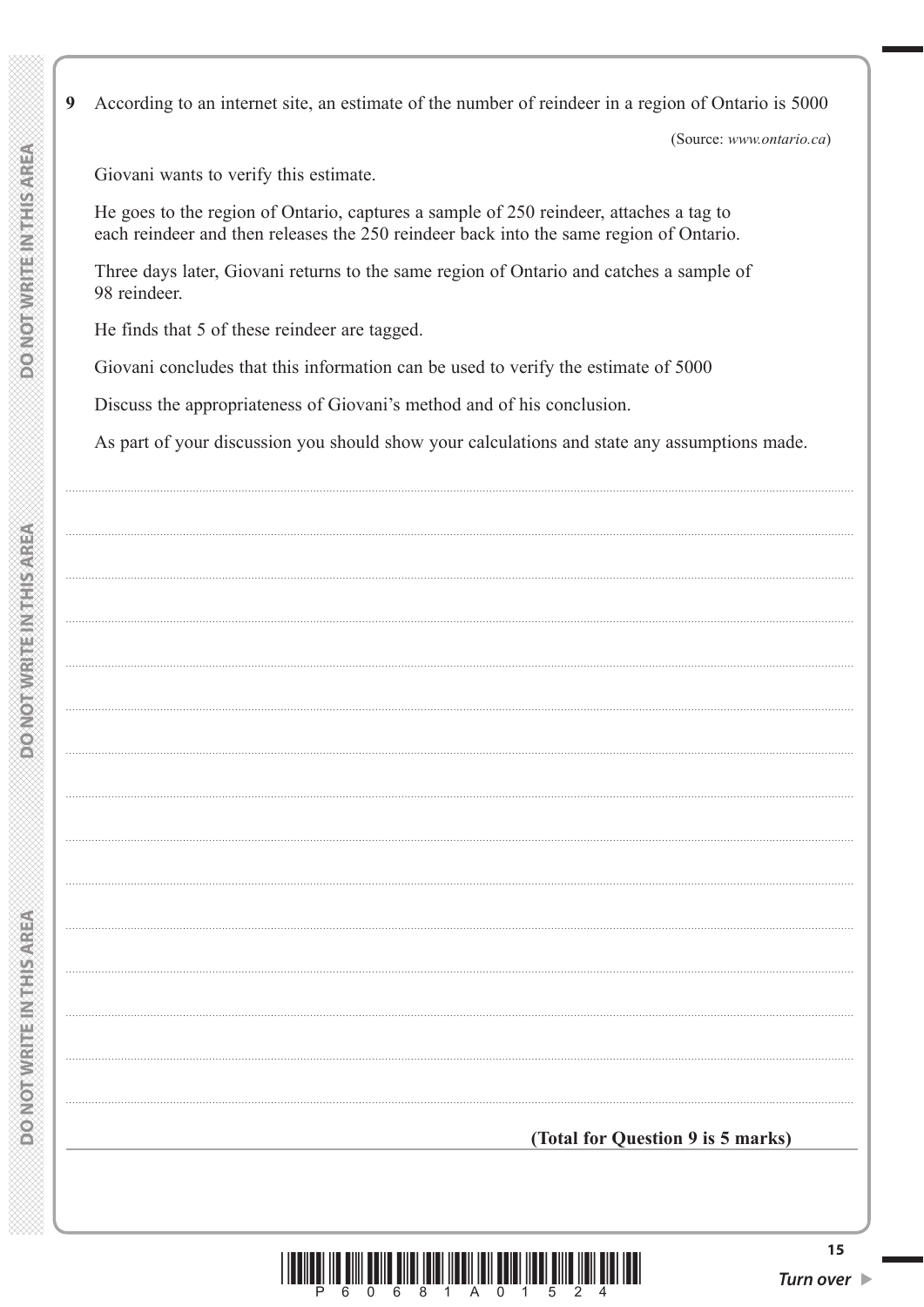**9** According to an internet site, an estimate of the number of reindeer in a region of Ontario is 5000

(Source: *www.ontario.ca*)

Giovani wants to verify this estimate.

He goes to the region of Ontario, captures a sample of 250 reindeer, attaches a tag to each reindeer and then releases the 250 reindeer back into the same region of Ontario.

Three days later, Giovani returns to the same region of Ontario and catches a sample of 98 reindeer.

He finds that 5 of these reindeer are tagged.

Giovani concludes that this information can be used to verify the estimate of 5000

Discuss the appropriateness of Giovani's method and of his conclusion.

As part of your discussion you should show your calculations and state any assumptions made.

**(Total for Question 9 is 5 marks)**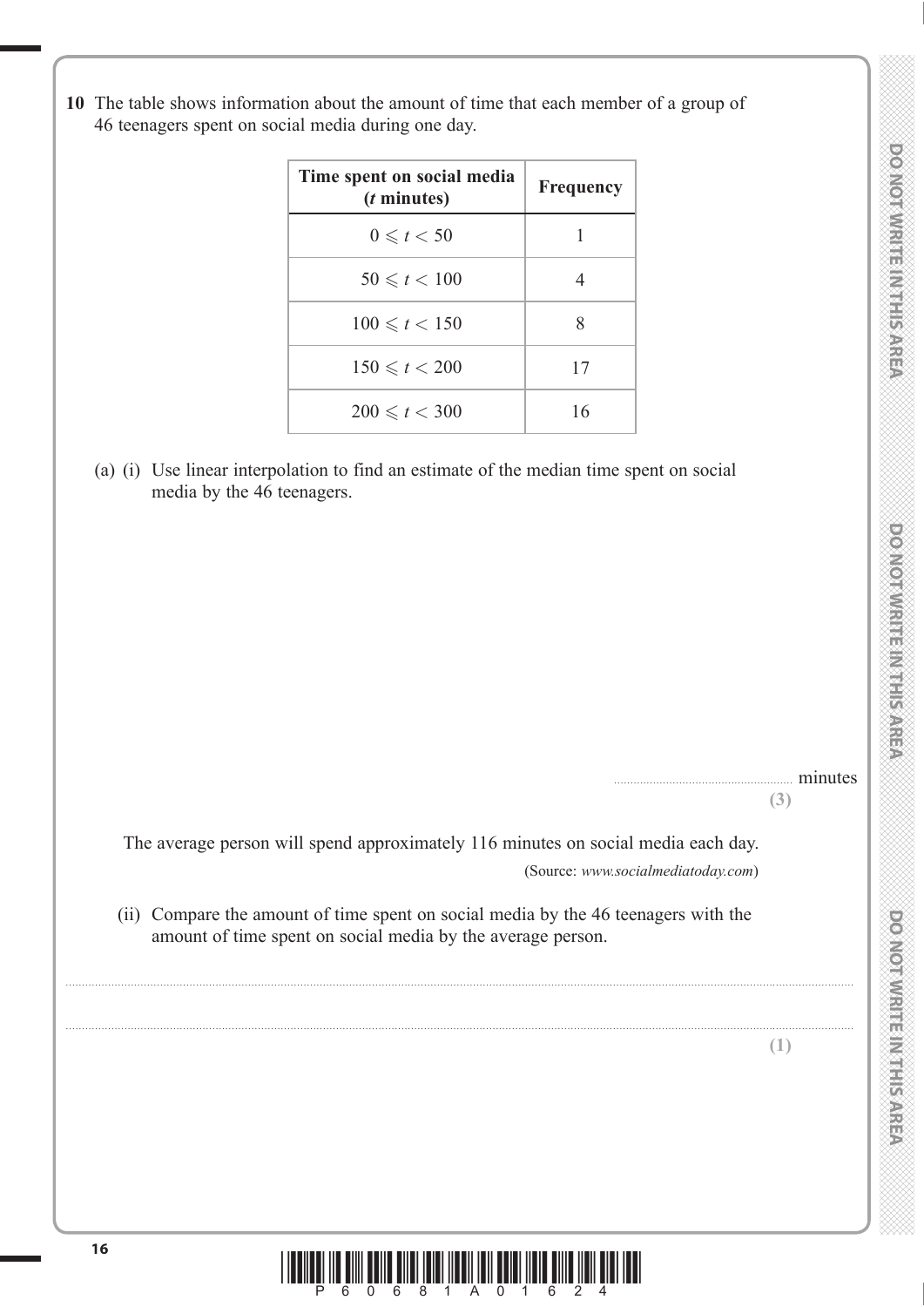**10** The table shows information about the amount of time that each member of a group of 46 teenagers spent on social media during one day.

| Time spent on social media ($t$ minutes) | Frequency |
|---|---|
| $0 \leqslant t < 50$ | 1 |
| $50 \leqslant t < 100$ | 4 |
| $100 \leqslant t < 150$ | 8 |
| $150 \leqslant t < 200$ | 17 |
| $200 \leqslant t < 300$ | 16 |

(a) (i) Use linear interpolation to find an estimate of the median time spent on social media by the 46 teenagers.

.................................................... minutes

**(3)**

The average person will spend approximately 116 minutes on social media each day.

(Source: *www.socialmediatoday.com*)

(ii) Compare the amount of time spent on social media by the 46 teenagers with the amount of time spent on social media by the average person.

..........................................................................................................................................................

..........................................................................................................................................................

**(1)**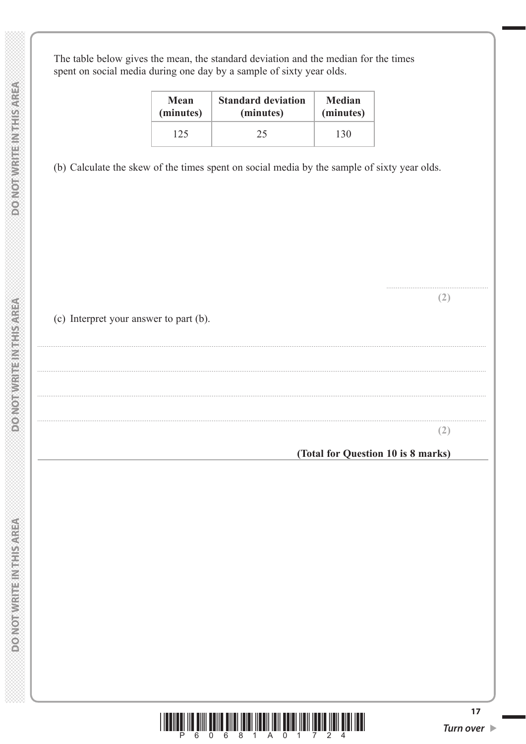The table below gives the mean, the standard deviation and the median for the times spent on social media during one day by a sample of sixty year olds.

| Mean (minutes) | Standard deviation (minutes) | Median (minutes) |
|---|---|---|
| 125 | 25 | 130 |

(b) Calculate the skew of the times spent on social media by the sample of sixty year olds.

..........................................

**(2)**

(c) Interpret your answer to part (b).

..........................................................................................................................................................

..........................................................................................................................................................

..........................................................................................................................................................

..........................................................................................................................................................

**(2)**

**(Total for Question 10 is 8 marks)**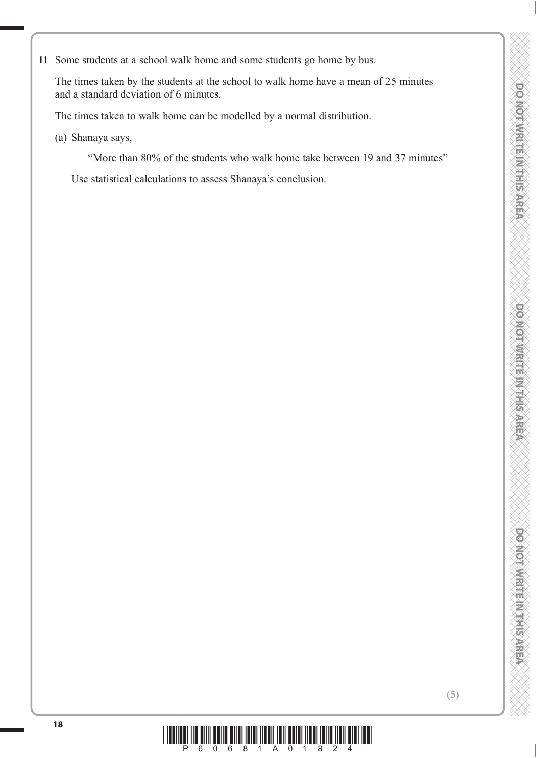**11** Some students at a school walk home and some students go home by bus.

The times taken by the students at the school to walk home have a mean of 25 minutes and a standard deviation of 6 minutes.

The times taken to walk home can be modelled by a normal distribution.

(a) Shanaya says,

"More than 80% of the students who walk home take between 19 and 37 minutes"

Use statistical calculations to assess Shanaya's conclusion.

**(5)**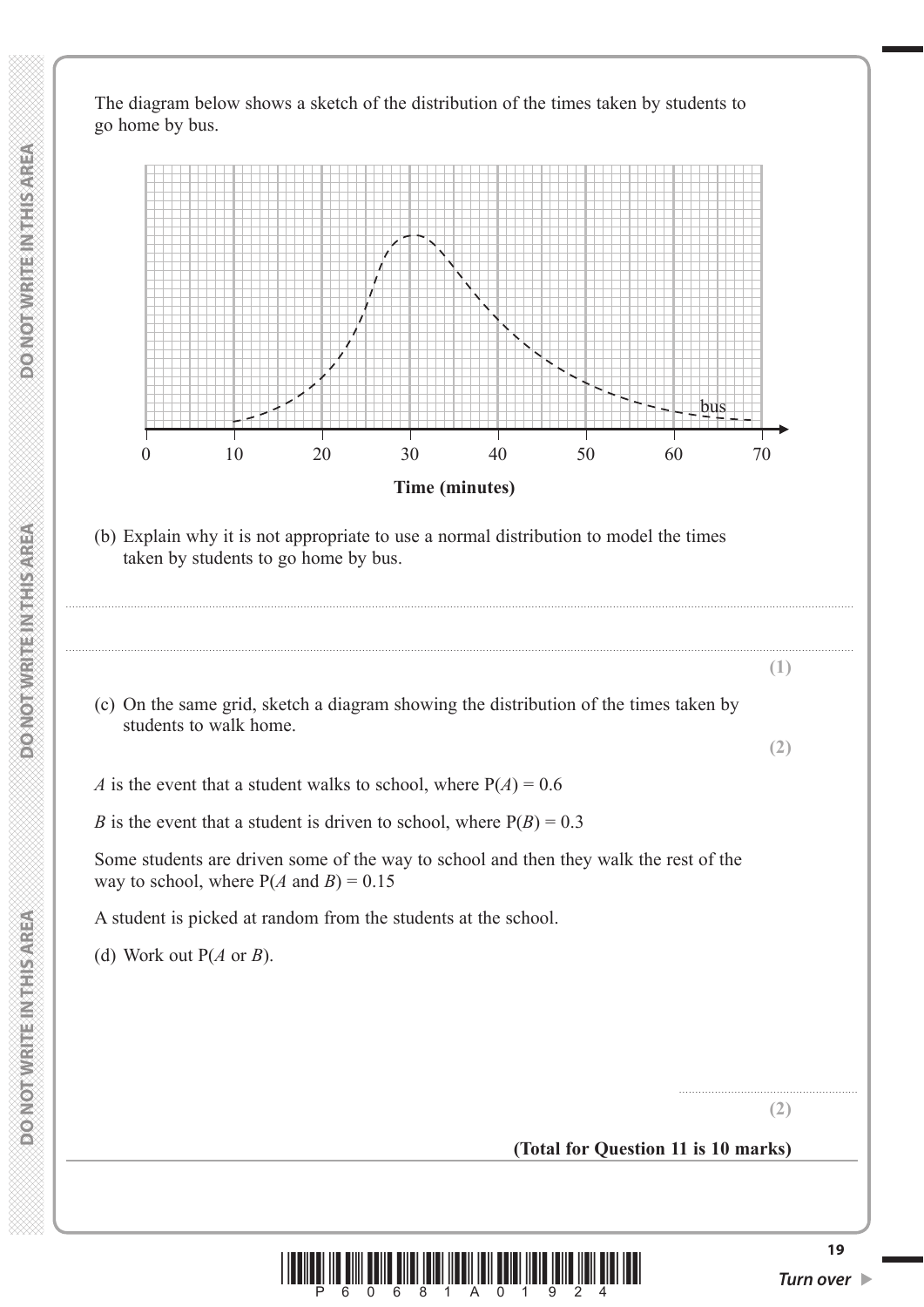The diagram below shows a sketch of the distribution of the times taken by students to go home by bus.

Time (minutes)

(b) Explain why it is not appropriate to use a normal distribution to model the times taken by students to go home by bus.

..........................................................................................................................................

..........................................................................................................................................

**(1)**

(c) On the same grid, sketch a diagram showing the distribution of the times taken by students to walk home.

**(2)**

$A$ is the event that a student walks to school, where P($A$) = 0.6

$B$ is the event that a student is driven to school, where P($B$) = 0.3

Some students are driven some of the way to school and then they walk the rest of the way to school, where P($A$ and $B$) = 0.15

A student is picked at random from the students at the school.

(d) Work out P($A$ or $B$).

..........................................................

**(2)**

**(Total for Question 11 is 10 marks)**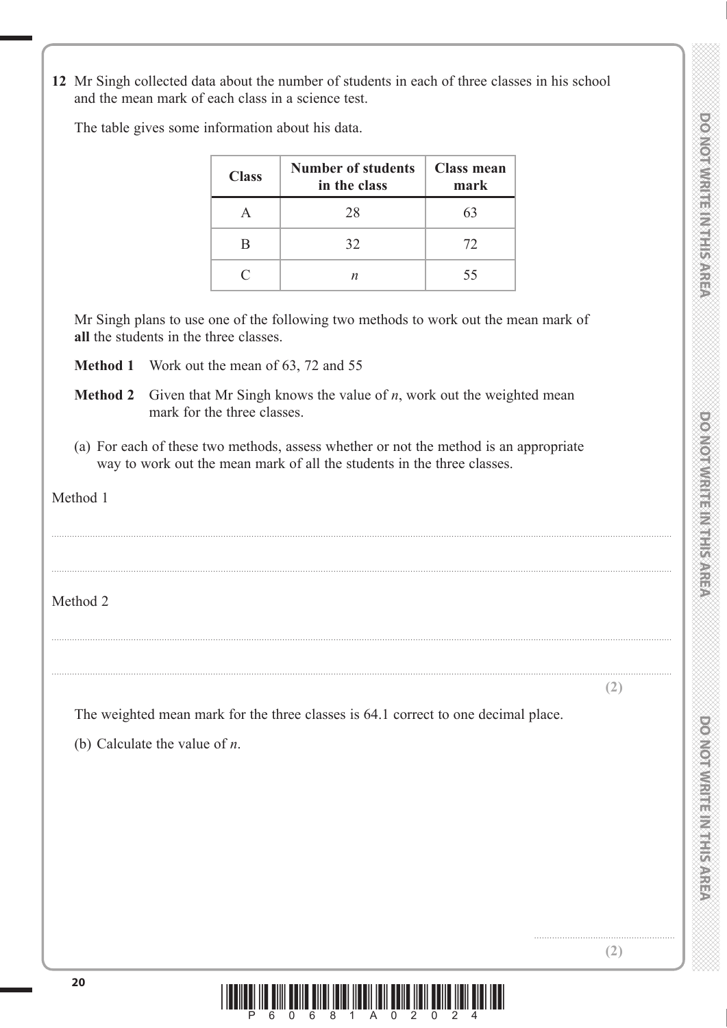**12** Mr Singh collected data about the number of students in each of three classes in his school and the mean mark of each class in a science test.

The table gives some information about his data.

| Class | Number of students in the class | Class mean mark |
|---|---|---|
| A | 28 | 63 |
| B | 32 | 72 |
| C | $n$ | 55 |

Mr Singh plans to use one of the following two methods to work out the mean mark of **all** the students in the three classes.

**Method 1** Work out the mean of 63, 72 and 55

**Method 2** Given that Mr Singh knows the value of $n$, work out the weighted mean mark for the three classes.

(a) For each of these two methods, assess whether or not the method is an appropriate way to work out the mean mark of all the students in the three classes.

Method 1

.......................................................................................................................................................

.......................................................................................................................................................

Method 2

.......................................................................................................................................................

.......................................................................................................................................................

**(2)**

The weighted mean mark for the three classes is 64.1 correct to one decimal place.

(b) Calculate the value of $n$.

.......................................................

**(2)**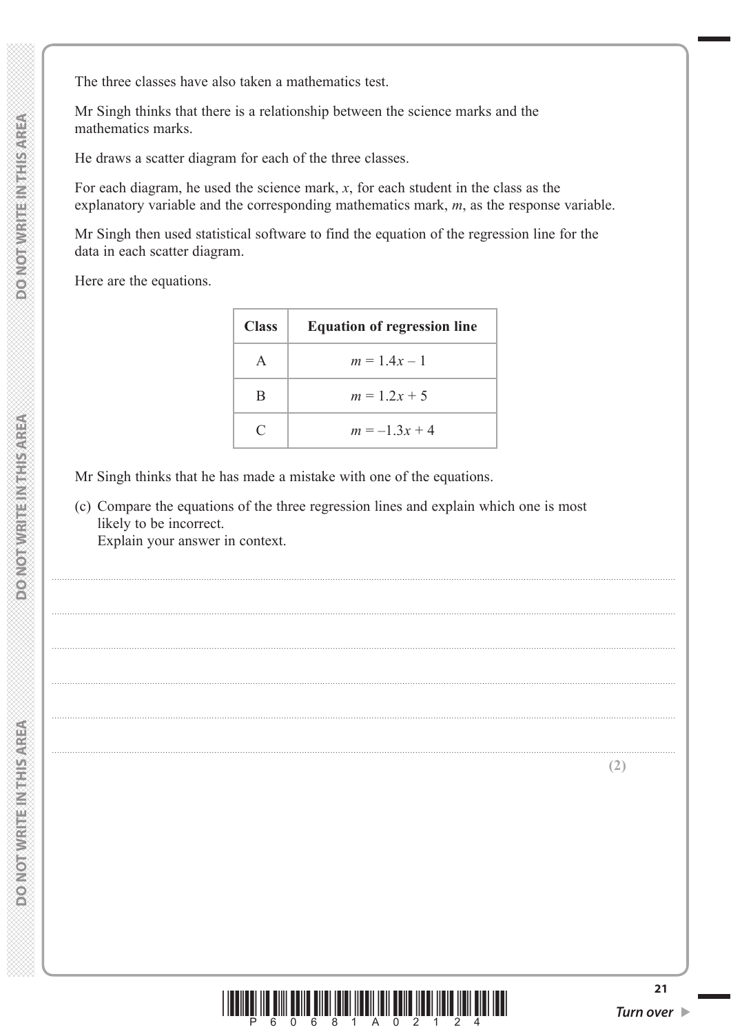The three classes have also taken a mathematics test.

Mr Singh thinks that there is a relationship between the science marks and the mathematics marks.

He draws a scatter diagram for each of the three classes.

For each diagram, he used the science mark, $x$, for each student in the class as the explanatory variable and the corresponding mathematics mark, $m$, as the response variable.

Mr Singh then used statistical software to find the equation of the regression line for the data in each scatter diagram.

Here are the equations.

| Class | Equation of regression line |
|---|---|
| A | $m = 1.4x - 1$ |
| B | $m = 1.2x + 5$ |
| C | $m = -1.3x + 4$ |

Mr Singh thinks that he has made a mistake with one of the equations.

(c) Compare the equations of the three regression lines and explain which one is most likely to be incorrect.
Explain your answer in context.

......................................................................................................................................................

......................................................................................................................................................

......................................................................................................................................................

......................................................................................................................................................

......................................................................................................................................................

......................................................................................................................................................

**(2)**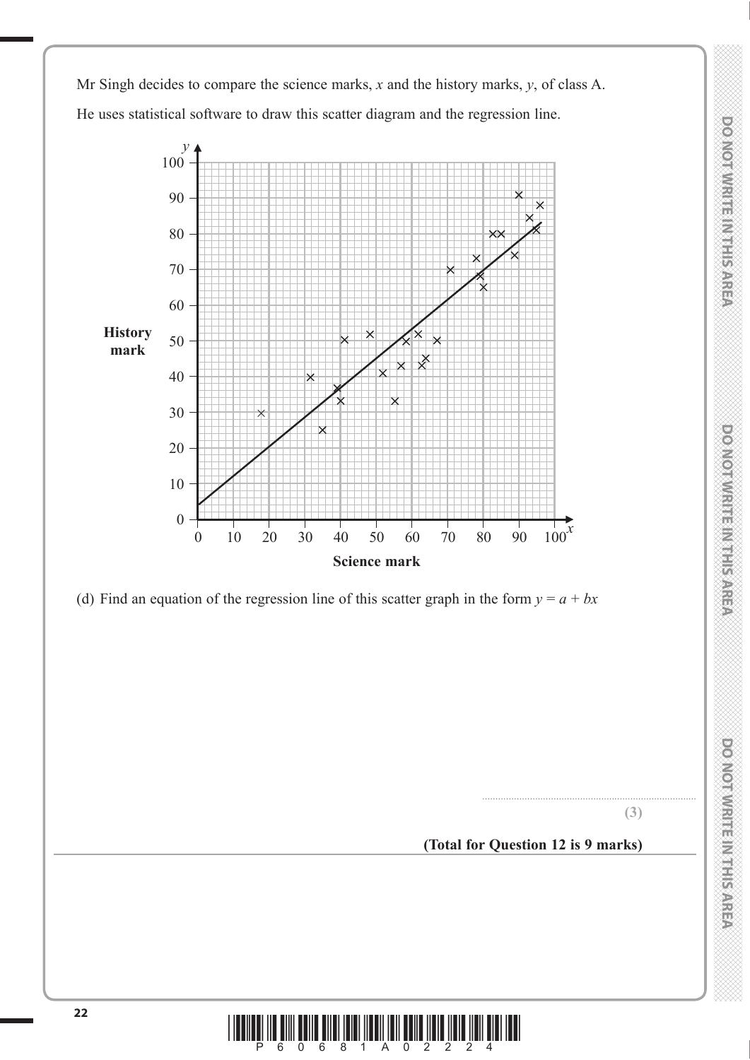Mr Singh decides to compare the science marks, $x$ and the history marks, $y$, of class A.

He uses statistical software to draw this scatter diagram and the regression line.

(d) Find an equation of the regression line of this scatter graph in the form $y = a + bx$

..........................................................................

**(3)**

**(Total for Question 12 is 9 marks)**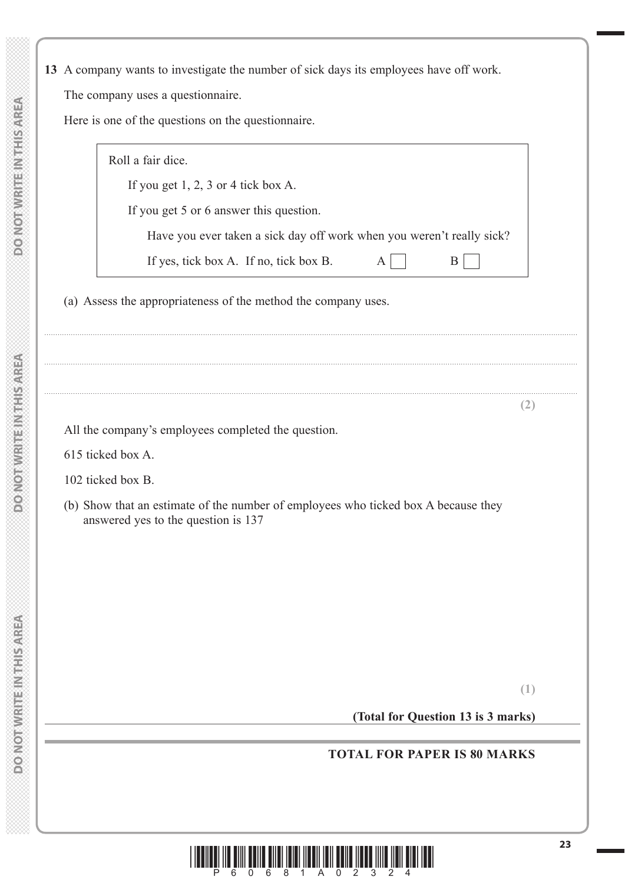**13** A company wants to investigate the number of sick days its employees have off work.

The company uses a questionnaire.

Here is one of the questions on the questionnaire.

> Roll a fair dice.
>
> If you get 1, 2, 3 or 4 tick box A.
>
> If you get 5 or 6 answer this question.
>
> Have you ever taken a sick day off work when you weren't really sick?
>
> If yes, tick box A. If no, tick box B. A ☐ B ☐

(a) Assess the appropriateness of the method the company uses.

.......................................................................................................................................................

.......................................................................................................................................................

.......................................................................................................................................................

**(2)**

All the company's employees completed the question.

615 ticked box A.

102 ticked box B.

(b) Show that an estimate of the number of employees who ticked box A because they answered yes to the question is 137

**(1)**

**(Total for Question 13 is 3 marks)**

---

**TOTAL FOR PAPER IS 80 MARKS**